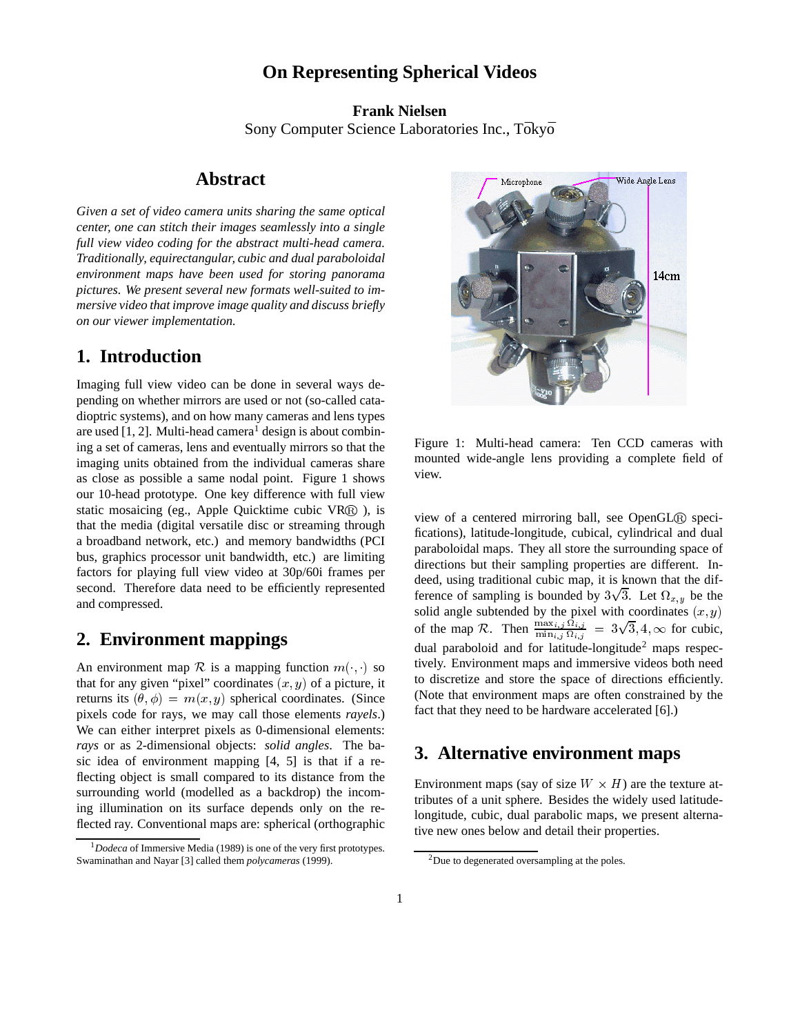# On Representing Spherical Videos

**Frank Nielsen**
Sony Computer Science Laboratories Inc., Tōkyō

## Abstract

*Given a set of video camera units sharing the same optical center, one can stitch their images seamlessly into a single full view video coding for the abstract multi-head camera. Traditionally, equirectangular, cubic and dual paraboloidal environment maps have been used for storing panorama pictures. We present several new formats well-suited to immersive video that improve image quality and discuss briefly on our viewer implementation.*

## 1. Introduction

Imaging full view video can be done in several ways depending on whether mirrors are used or not (so-called catadioptric systems), and on how many cameras and lens types are used [1, 2]. Multi-head camera[1] design is about combining a set of cameras, lens and eventually mirrors so that the imaging units obtained from the individual cameras share as close as possible a same nodal point. Figure 1 shows our 10-head prototype. One key difference with full view static mosaicing (eg., Apple Quicktime cubic VR®), is that the media (digital versatile disc or streaming through a broadband network, etc.) and memory bandwidths (PCI bus, graphics processor unit bandwidth, etc.) are limiting factors for playing full view video at 30p/60i frames per second. Therefore data need to be efficiently represented and compressed.

Figure 1: Multi-head camera: Ten CCD cameras with mounted wide-angle lens providing a complete field of view.

## 2. Environment mappings

An environment map $\mathcal{R}$ is a mapping function $m(\cdot,\cdot)$ so that for any given "pixel" coordinates $(x, y)$ of a picture, it returns its $(\theta, \phi) = m(x, y)$ spherical coordinates. (Since pixels code for rays, we may call those elements *rayels*.) We can either interpret pixels as 0-dimensional elements: *rays* or as 2-dimensional objects: *solid angles*. The basic idea of environment mapping [4, 5] is that if a reflecting object is small compared to its distance from the surrounding world (modelled as a backdrop) the incoming illumination on its surface depends only on the reflected ray. Conventional maps are: spherical (orthographic view of a centered mirroring ball, see OpenGL® specifications), latitude-longitude, cubical, cylindrical and dual paraboloidal maps. They all store the surrounding space of directions but their sampling properties are different. Indeed, using traditional cubic map, it is known that the difference of sampling is bounded by $3\sqrt{3}$. Let $\Omega_{x,y}$ be the solid angle subtended by the pixel with coordinates $(x, y)$ of the map $\mathcal{R}$. Then $\frac{\max_{i,j} \Omega_{i,j}}{\min_{i,j} \Omega_{i,j}} = 3\sqrt{3}, 4, \infty$ for cubic, dual paraboloid and for latitude-longitude[2] maps respectively. Environment maps and immersive videos both need to discretize and store the space of directions efficiently. (Note that environment maps are often constrained by the fact that they need to be hardware accelerated [6].)

## 3. Alternative environment maps

Environment maps (say of size $W \times H$) are the texture attributes of a unit sphere. Besides the widely used latitude-longitude, cubic, dual parabolic maps, we present alternative new ones below and detail their properties.

---

[1] *Dodeca* of Immersive Media (1989) is one of the very first prototypes. Swaminathan and Nayar [3] called them *polycameras* (1999).

[2] Due to degenerated oversampling at the poles.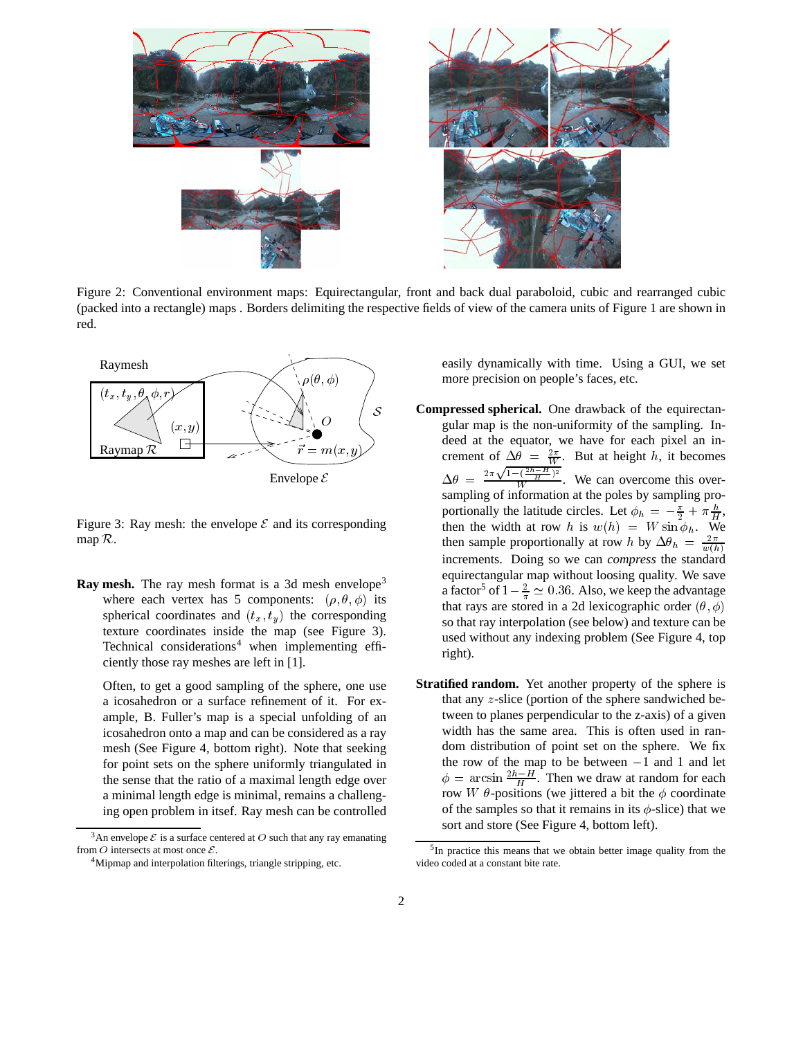Figure 2: Conventional environment maps: Equirectangular, front and back dual paraboloid, cubic and rearranged cubic (packed into a rectangle) maps . Borders delimiting the respective fields of view of the camera units of Figure 1 are shown in red.

Figure 3: Ray mesh: the envelope $\mathcal{E}$ and its corresponding map $\mathcal{R}$.

**Ray mesh.** The ray mesh format is a 3d mesh envelope[3] where each vertex has 5 components: $(\rho, \theta, \phi)$ its spherical coordinates and $(t_x, t_y)$ the corresponding texture coordinates inside the map (see Figure 3). Technical considerations[4] when implementing efficiently those ray meshes are left in [1].

Often, to get a good sampling of the sphere, one use a icosahedron or a surface refinement of it. For example, B. Fuller's map is a special unfolding of an icosahedron onto a map and can be considered as a ray mesh (See Figure 4, bottom right). Note that seeking for point sets on the sphere uniformly triangulated in the sense that the ratio of a maximal length edge over a minimal length edge is minimal, remains a challenging open problem in itself. Ray mesh can be controlled easily dynamically with time. Using a GUI, we set more precision on people's faces, etc.

**Compressed spherical.** One drawback of the equirectangular map is the non-uniformity of the sampling. Indeed at the equator, we have for each pixel an increment of $\Delta\theta = \frac{2\pi}{W}$. But at height $h$, it becomes $\Delta\theta = \frac{2\pi\sqrt{1-(\frac{2h-H}{H})^2}}{W}$. We can overcome this oversampling of information at the poles by sampling proportionally the latitude circles. Let $\phi_h = -\frac{\pi}{2} + \pi\frac{h}{H}$, then the width at row $h$ is $w(h) = W \sin\phi_h$. We then sample proportionally at row $h$ by $\Delta\theta_h = \frac{2\pi}{w(h)}$ increments. Doing so we can *compress* the standard equirectangular map without loosing quality. We save a factor[5] of $1 - \frac{2}{\pi} \simeq 0.36$. Also, we keep the advantage that rays are stored in a 2d lexicographic order $(\theta, \phi)$ so that ray interpolation (see below) and texture can be used without any indexing problem (See Figure 4, top right).

**Stratified random.** Yet another property of the sphere is that any $z$-slice (portion of the sphere sandwiched between to planes perpendicular to the z-axis) of a given width has the same area. This is often used in random distribution of point set on the sphere. We fix the row of the map to be between $-1$ and 1 and let $\phi = \arcsin\frac{2h-H}{H}$. Then we draw at random for each row $W$ $\theta$-positions (we jittered a bit the $\phi$ coordinate of the samples so that it remains in its $\phi$-slice) that we sort and store (See Figure 4, bottom left).

[3] An envelope $\mathcal{E}$ is a surface centered at $O$ such that any ray emanating from $O$ intersects at most once $\mathcal{E}$.

[4] Mipmap and interpolation filterings, triangle stripping, etc.

[5] In practice this means that we obtain better image quality from the video coded at a constant bite rate.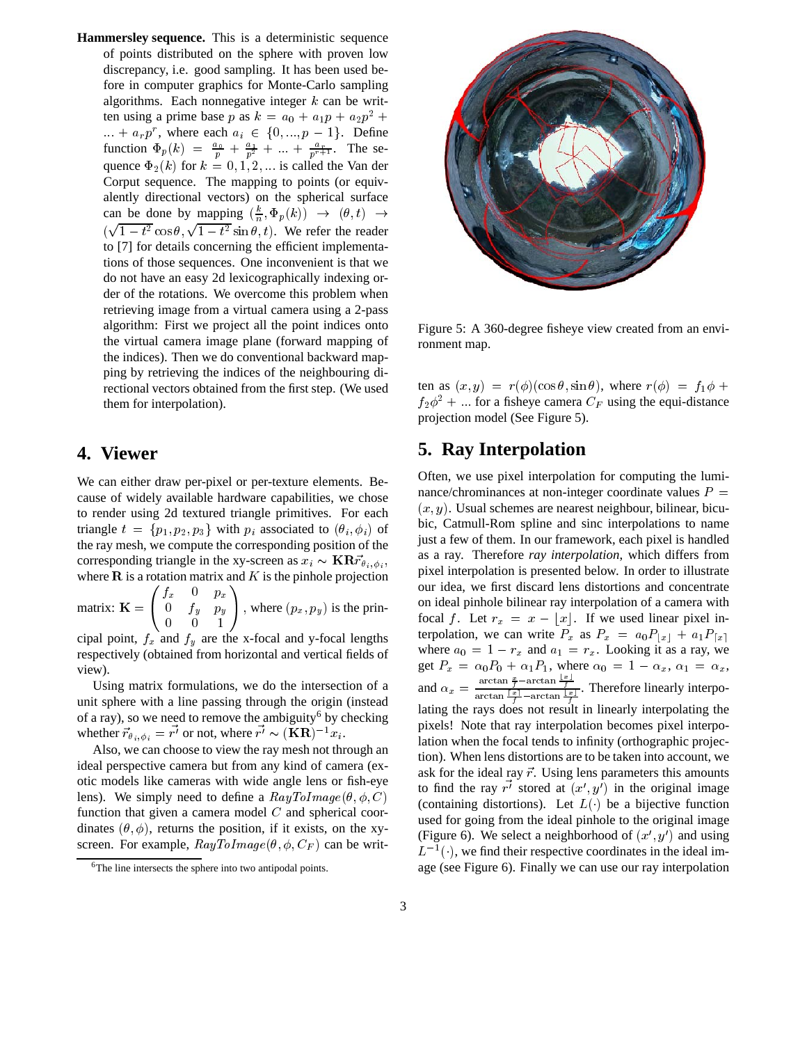**Hammersley sequence.** This is a deterministic sequence of points distributed on the sphere with proven low discrepancy, i.e. good sampling. It has been used before in computer graphics for Monte-Carlo sampling algorithms. Each nonnegative integer $k$ can be written using a prime base $p$ as $k = a_0 + a_1 p + a_2 p^2 + ... + a_r p^r$, where each $a_i \in \{0, ..., p-1\}$. Define function $\Phi_p(k) = \frac{a_0}{p} + \frac{a_1}{p^2} + ... + \frac{a_r}{p^{r+1}}$. The sequence $\Phi_2(k)$ for $k = 0, 1, 2, ...$ is called the Van der Corput sequence. The mapping to points (or equivalently directional vectors) on the spherical surface can be done by mapping $(\frac{k}{n}, \Phi_p(k)) \rightarrow (\theta, t) \rightarrow (\sqrt{1-t^2}\cos\theta, \sqrt{1-t^2}\sin\theta, t)$. We refer the reader to [7] for details concerning the efficient implementations of those sequences. One inconvenient is that we do not have an easy 2d lexicographically indexing order of the rotations. We overcome this problem when retrieving image from a virtual camera using a 2-pass algorithm: First we project all the point indices onto the virtual camera image plane (forward mapping of the indices). Then we do conventional backward mapping by retrieving the indices of the neighbouring directional vectors obtained from the first step. (We used them for interpolation).

## 4. Viewer

We can either draw per-pixel or per-texture elements. Because of widely available hardware capabilities, we chose to render using 2d textured triangle primitives. For each triangle $t = \{p_1, p_2, p_3\}$ with $p_i$ associated to $(\theta_i, \phi_i)$ of the ray mesh, we compute the corresponding position of the corresponding triangle in the xy-screen as $x_i \sim \mathbf{KR}\vec{r}_{\theta_i,\phi_i}$, where $\mathbf{R}$ is a rotation matrix and $K$ is the pinhole projection matrix: $\mathbf{K} = \begin{pmatrix} f_x & 0 & p_x \\ 0 & f_y & p_y \\ 0 & 0 & 1 \end{pmatrix}$, where $(p_x, p_y)$ is the principal point, $f_x$ and $f_y$ are the x-focal and y-focal lengths respectively (obtained from horizontal and vertical fields of view).

Using matrix formulations, we do the intersection of a unit sphere with a line passing through the origin (instead of a ray), so we need to remove the ambiguity[6] by checking whether $\vec{r}_{\theta_i,\phi_i} = \vec{r'}$ or not, where $\vec{r'} \sim (\mathbf{KR})^{-1} x_i$.

Also, we can choose to view the ray mesh not through an ideal perspective camera but from any kind of camera (exotic models like cameras with wide angle lens or fish-eye lens). We simply need to define a $RayToImage(\theta, \phi, C)$ function that given a camera model $C$ and spherical coordinates $(\theta, \phi)$, returns the position, if it exists, on the xy-screen. For example, $RayToImage(\theta, \phi, C_F)$ can be written as $(x, y) = r(\phi)(\cos\theta, \sin\theta)$, where $r(\phi) = f_1\phi + f_2\phi^2 + ...$ for a fisheye camera $C_F$ using the equi-distance projection model (See Figure 5).

[6] The line intersects the sphere into two antipodal points.

Figure 5: A 360-degree fisheye view created from an environment map.

## 5. Ray Interpolation

Often, we use pixel interpolation for computing the luminance/chrominances at non-integer coordinate values $P = (x, y)$. Usual schemes are nearest neighbour, bilinear, bicubic, Catmull-Rom spline and sinc interpolations to name just a few of them. In our framework, each pixel is handled as a ray. Therefore *ray interpolation*, which differs from pixel interpolation is presented below. In order to illustrate our idea, we first discard lens distortions and concentrate on ideal pinhole bilinear ray interpolation of a camera with focal $f$. Let $r_x = x - \lfloor x \rfloor$. If we used linear pixel interpolation, we can write $P_x$ as $P_x = a_0 P_{\lfloor x \rfloor} + a_1 P_{\lceil x \rceil}$ where $a_0 = 1 - r_x$ and $a_1 = r_x$. Looking it as a ray, we get $P_x = \alpha_0 P_0 + \alpha_1 P_1$, where $\alpha_0 = 1 - \alpha_x$, $\alpha_1 = \alpha_x$, and $\alpha_x = \frac{\arctan\frac{x}{f} - \arctan\frac{\lfloor x \rfloor}{f}}{\arctan\frac{\lceil x \rceil}{f} - \arctan\frac{\lfloor x \rfloor}{f}}$. Therefore linearly interpolating the rays does not result in linearly interpolating the pixels! Note that ray interpolation becomes pixel interpolation when the focal tends to infinity (orthographic projection). When lens distortions are to be taken into account, we ask for the ideal ray $\vec{r}$. Using lens parameters this amounts to find the ray $\vec{r'}$ stored at $(x', y')$ in the original image (containing distortions). Let $L(\cdot)$ be a bijective function used for going from the ideal pinhole to the original image (Figure 6). We select a neighborhood of $(x', y')$ and using $L^{-1}(\cdot)$, we find their respective coordinates in the ideal image (see Figure 6). Finally we can use our ray interpolation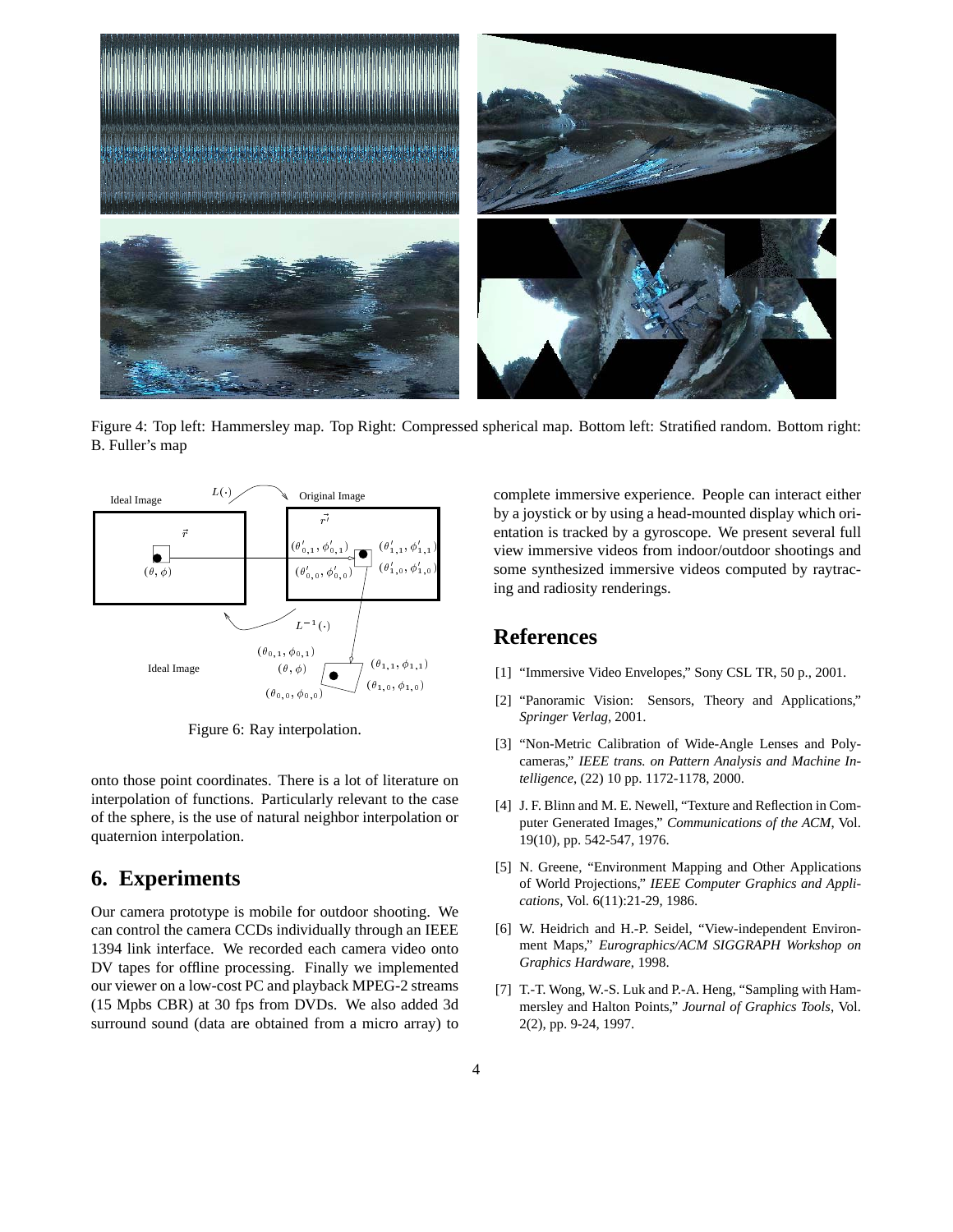Figure 4: Top left: Hammersley map. Top Right: Compressed spherical map. Bottom left: Stratified random. Bottom right: B. Fuller's map

Ideal Image

$L(\cdot)$

Original Image

$\vec{r}$

$\vec{r'}$

$(\theta, \phi)$

$(\theta'_{0,1}, \phi'_{0,1})$

$(\theta'_{1,1}, \phi'_{1,1})$

$(\theta'_{0,0}, \phi'_{0,0})$

$(\theta'_{1,0}, \phi'_{1,0})$

$L^{-1}(\cdot)$

Ideal Image

$(\theta_{0,1}, \phi_{0,1})$

$(\theta, \phi)$

$(\theta_{1,1}, \phi_{1,1})$

$(\theta_{0,0}, \phi_{0,0})$

$(\theta_{1,0}, \phi_{1,0})$

Figure 6: Ray interpolation.

onto those point coordinates. There is a lot of literature on interpolation of functions. Particularly relevant to the case of the sphere, is the use of natural neighbor interpolation or quaternion interpolation.

## 6. Experiments

Our camera prototype is mobile for outdoor shooting. We can control the camera CCDs individually through an IEEE 1394 link interface. We recorded each camera video onto DV tapes for offline processing. Finally we implemented our viewer on a low-cost PC and playback MPEG-2 streams (15 Mpbs CBR) at 30 fps from DVDs. We also added 3d surround sound (data are obtained from a micro array) to complete immersive experience. People can interact either by a joystick or by using a head-mounted display which orientation is tracked by a gyroscope. We present several full view immersive videos from indoor/outdoor shootings and some synthesized immersive videos computed by raytracing and radiosity renderings.

## References

[1] "Immersive Video Envelopes," Sony CSL TR, 50 p., 2001.

[2] "Panoramic Vision: Sensors, Theory and Applications," *Springer Verlag*, 2001.

[3] "Non-Metric Calibration of Wide-Angle Lenses and Polycameras," *IEEE trans. on Pattern Analysis and Machine Intelligence*, (22) 10 pp. 1172-1178, 2000.

[4] J. F. Blinn and M. E. Newell, "Texture and Reflection in Computer Generated Images," *Communications of the ACM*, Vol. 19(10), pp. 542-547, 1976.

[5] N. Greene, "Environment Mapping and Other Applications of World Projections," *IEEE Computer Graphics and Applications*, Vol. 6(11):21-29, 1986.

[6] W. Heidrich and H.-P. Seidel, "View-independent Environment Maps," *Eurographics/ACM SIGGRAPH Workshop on Graphics Hardware*, 1998.

[7] T.-T. Wong, W.-S. Luk and P.-A. Heng, "Sampling with Hammersley and Halton Points," *Journal of Graphics Tools*, Vol. 2(2), pp. 9-24, 1997.